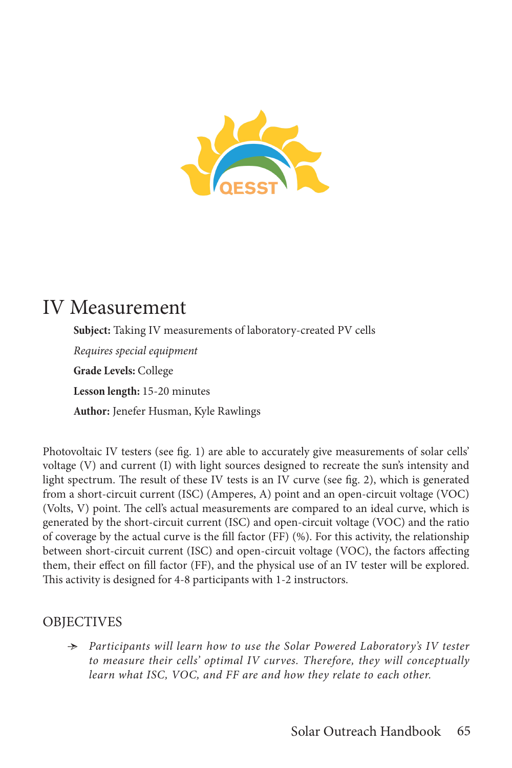# IV Measurement

**Subject:** Taking IV measurements of laboratory-created PV cells

*Requires special equipment*

**Grade Levels:** College

**Lesson length:** 15-20 minutes

**Author:** Jenefer Husman, Kyle Rawlings

Photovoltaic IV testers (see fig. 1) are able to accurately give measurements of solar cells' voltage (V) and current (I) with light sources designed to recreate the sun's intensity and light spectrum. The result of these IV tests is an IV curve (see fig. 2), which is generated from a short-circuit current (ISC) (Amperes, A) point and an open-circuit voltage (VOC) (Volts, V) point. The cell's actual measurements are compared to an ideal curve, which is generated by the short-circuit current (ISC) and open-circuit voltage (VOC) and the ratio of coverage by the actual curve is the fill factor (FF) (%). For this activity, the relationship between short-circuit current (ISC) and open-circuit voltage (VOC), the factors affecting them, their effect on fill factor (FF), and the physical use of an IV tester will be explored. This activity is designed for 4-8 participants with 1-2 instructors.

## OBJECTIVES

- *Participants will learn how to use the Solar Powered Laboratory's IV tester to measure their cells' optimal IV curves. Therefore, they will conceptually learn what ISC, VOC, and FF are and how they relate to each other.*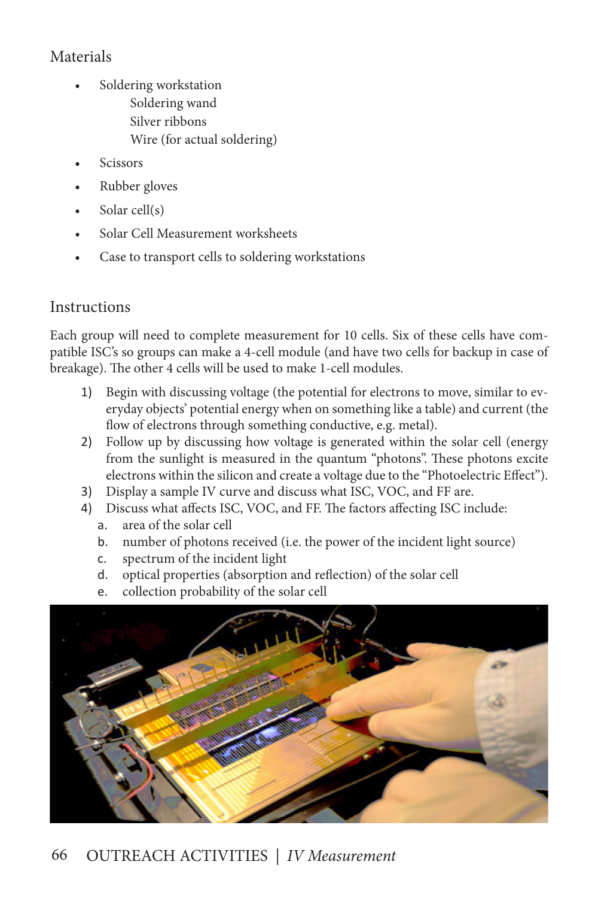## Materials

- Soldering workstation
  - Soldering wand
  - Silver ribbons
  - Wire (for actual soldering)
- Scissors
- Rubber gloves
- Solar cell(s)
- Solar Cell Measurement worksheets
- Case to transport cells to soldering workstations

## Instructions

Each group will need to complete measurement for 10 cells. Six of these cells have compatible ISC's so groups can make a 4-cell module (and have two cells for backup in case of breakage). The other 4 cells will be used to make 1-cell modules.

1) Begin with discussing voltage (the potential for electrons to move, similar to everyday objects' potential energy when on something like a table) and current (the flow of electrons through something conductive, e.g. metal).
2) Follow up by discussing how voltage is generated within the solar cell (energy from the sunlight is measured in the quantum "photons". These photons excite electrons within the silicon and create a voltage due to the "Photoelectric Effect").
3) Display a sample IV curve and discuss what ISC, VOC, and FF are.
4) Discuss what affects ISC, VOC, and FF. The factors affecting ISC include:
   a. area of the solar cell
   b. number of photons received (i.e. the power of the incident light source)
   c. spectrum of the incident light
   d. optical properties (absorption and reflection) of the solar cell
   e. collection probability of the solar cell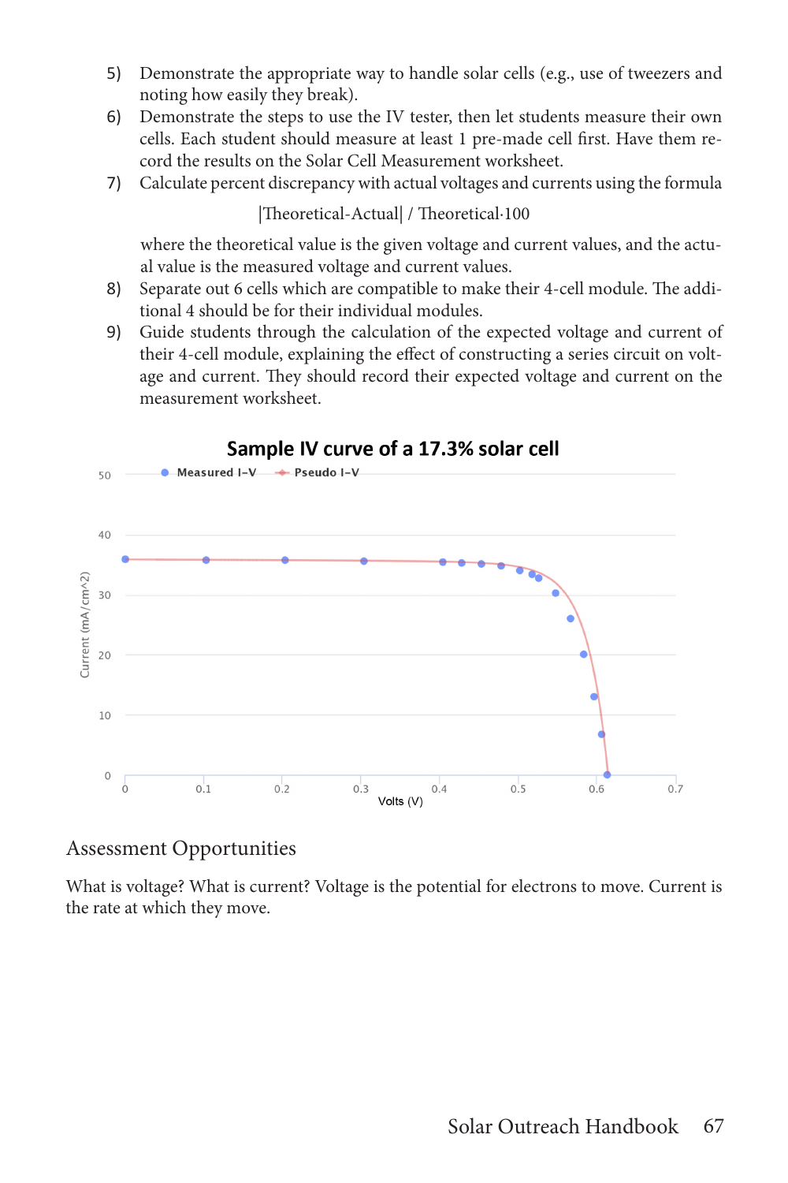5) Demonstrate the appropriate way to handle solar cells (e.g., use of tweezers and noting how easily they break).
6) Demonstrate the steps to use the IV tester, then let students measure their own cells. Each student should measure at least 1 pre-made cell first. Have them record the results on the Solar Cell Measurement worksheet.
7) Calculate percent discrepancy with actual voltages and currents using the formula

   $$|\text{Theoretical-Actual}| \, / \, \text{Theoretical} \cdot 100$$

   where the theoretical value is the given voltage and current values, and the actual value is the measured voltage and current values.
8) Separate out 6 cells which are compatible to make their 4-cell module. The additional 4 should be for their individual modules.
9) Guide students through the calculation of the expected voltage and current of their 4-cell module, explaining the effect of constructing a series circuit on voltage and current. They should record their expected voltage and current on the measurement worksheet.

Sample IV curve of a 17.3% solar cell

Measured I–V
Pseudo I–V

Current (mA/cm^2)
50
40
30
20
10
0

Volts (V)
0
0.1
0.2
0.3
0.4
0.5
0.6
0.7

## Assessment Opportunities

What is voltage? What is current? Voltage is the potential for electrons to move. Current is the rate at which they move.